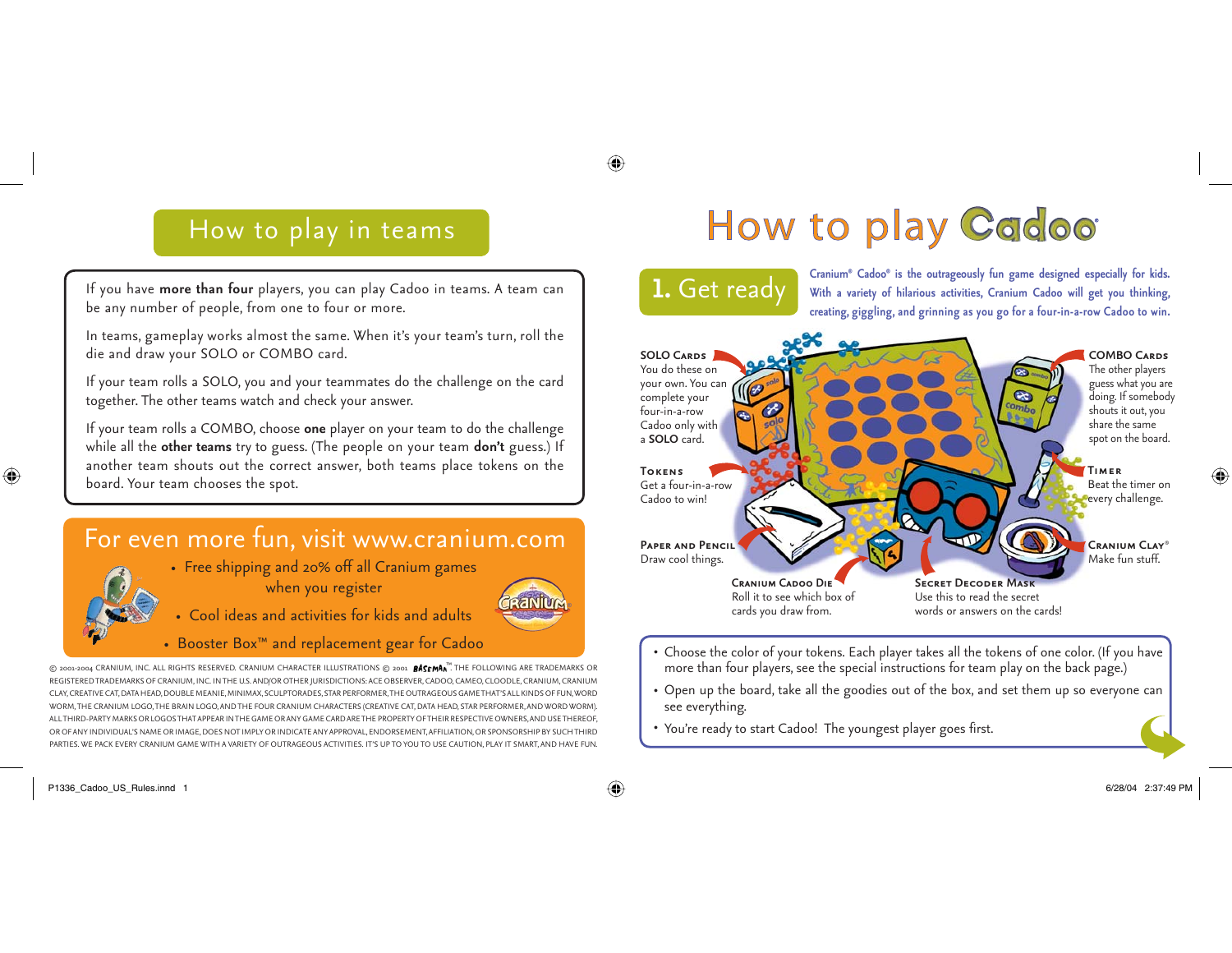## How to play in teams

If you have **more than four** players, you can play Cadoo in teams. A team can be any number of people, from one to four or more.

In teams, gameplay works almost the same. When it's your team's turn, roll the die and draw your SOLO or COMBO card.

If your team rolls a SOLO, you and your teammates do the challenge on the card together. The other teams watch and check your answer.

If your team rolls a COMBO, choose **one** player on your team to do the challenge while all the **other teams** try to guess. (The people on your team **don't** guess.) If another team shouts out the correct answer, both teams place tokens on the board. Your team chooses the spot.

## For even more fun, visit www.cranium.com

- Free shipping and 20% off all Cranium games when you register
- Cool ideas and activities for kids and adults
- Booster Box™ and replacement gear for Cadoo

© 2001-2004 CRANIUM, INC. ALL RIGHTS RESERVED. CRANIUM CHARACTER ILLUSTRATIONS © 2001 BASEMAN™. THE FOLLOWING ARE TRADEMARKS OR REGISTERED TRADEMARKS OF CRANIUM, INC. IN THE U.S. AND/OR OTHER JURISDICTIONS: ACE OBSERVER, CADOO, CAMEO, CLOODLE, CRANIUM, CRANIUM CLAY, CREATIVE CAT, DATA HEAD, DOUBLE MEANIE, MINIMAX, SCULPTORADES, STAR PERFORMER, THE OUTRAGEOUS GAME THAT'S ALL KINDS OF FUN, WORD WORM, THE CRANIUM LOGO, THE BRAIN LOGO, AND THE FOUR CRANIUM CHARACTERS (CREATIVE CAT, DATA HEAD, STAR PERFORMER, AND WORD WORM). ALL THIRD-PARTY MARKS OR LOGOS THAT APPEAR IN THE GAME OR ANY GAME CARD ARE THE PROPERTY OF THEIR RESPECTIVE OWNERS, AND USE THEREOF, OR OF ANY INDIVIDUAL'S NAME OR IMAGE, DOES NOT IMPLY OR INDICATE ANY APPROVAL, ENDORSEMENT, AFFILIATION, OR SPONSORSHIP BY SUCH THIRD PARTIES. WE PACK EVERY CRANIUM GAME WITH A VARIETY OF OUTRAGEOUS ACTIVITIES. IT'S UP TO YOU TO USE CAUTION, PLAY IT SMART, AND HAVE FUN.

# How to play Cadoo

## 1. Get ready

Cranium® Cadoo® is the outrageously fun game designed especially for kids. With a variety of hilarious activities, Cranium Cadoo will get you thinking, creating, giggling, and grinning as you go for a four-in-a-row Cadoo to win.

**SOLO Cards**
You do these on your own. You can complete your four-in-a-row Cadoo only with a **SOLO** card.

**Tokens**
Get a four-in-a-row Cadoo to win!

**Paper and Pencil**
Draw cool things.

**Cranium Cadoo Die**
Roll it to see which box of cards you draw from.

**Secret Decoder Mask**
Use this to read the secret words or answers on the cards!

**COMBO Cards**
The other players guess what you are doing. If somebody shouts it out, you share the same spot on the board.

**Timer**
Beat the timer on every challenge.

**Cranium Clay®**
Make fun stuff.

- Choose the color of your tokens. Each player takes all the tokens of one color. (If you have more than four players, see the special instructions for team play on the back page.)
- Open up the board, take all the goodies out of the box, and set them up so everyone can see everything.
- You're ready to start Cadoo! The youngest player goes first.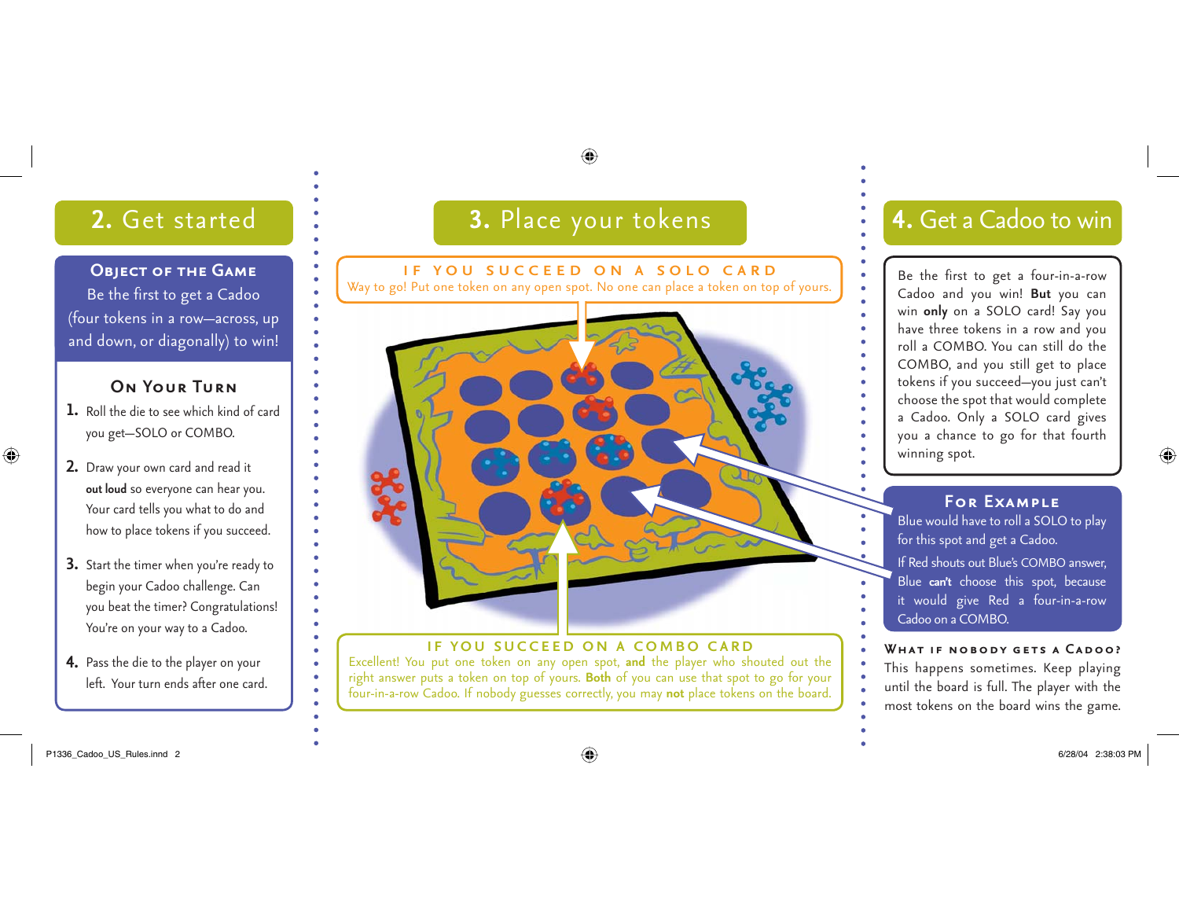## 2. Get started

### Object of the Game

Be the first to get a Cadoo (four tokens in a row—across, up and down, or diagonally) to win!

### On Your Turn

1. Roll the die to see which kind of card you get—SOLO or COMBO.
2. Draw your own card and read it **out loud** so everyone can hear you. Your card tells you what to do and how to place tokens if you succeed.
3. Start the timer when you're ready to begin your Cadoo challenge. Can you beat the timer? Congratulations! You're on your way to a Cadoo.
4. Pass the die to the player on your left. Your turn ends after one card.

## 3. Place your tokens

### If you succeed on a SOLO card

Way to go! Put one token on any open spot. No one can place a token on top of yours.

### If you succeed on a COMBO card

Excellent! You put one token on any open spot, **and** the player who shouted out the right answer puts a token on top of yours. **Both** of you can use that spot to go for your four-in-a-row Cadoo. If nobody guesses correctly, you may **not** place tokens on the board.

## 4. Get a Cadoo to win

Be the first to get a four-in-a-row Cadoo and you win! **But** you can win **only** on a SOLO card! Say you have three tokens in a row and you roll a COMBO. You can still do the COMBO, and you still get to place tokens if you succeed—you just can't choose the spot that would complete a Cadoo. Only a SOLO card gives you a chance to go for that fourth winning spot.

### For Example

Blue would have to roll a SOLO to play for this spot and get a Cadoo.

If Red shouts out Blue's COMBO answer, Blue **can't** choose this spot, because it would give Red a four-in-a-row Cadoo on a COMBO.

### What if nobody gets a Cadoo?

This happens sometimes. Keep playing until the board is full. The player with the most tokens on the board wins the game.